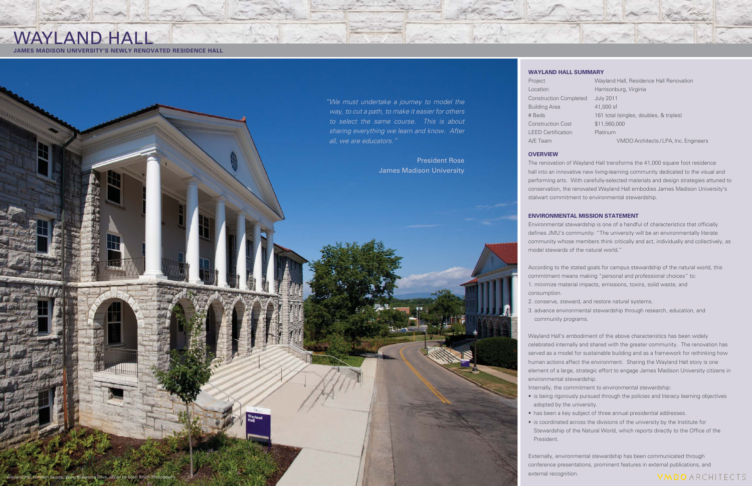# WAYLAND HALL

**JAMES MADISON UNIVERSITY'S NEWLY RENOVATED RESIDENCE HALL**

*"We must undertake a journey to model the way, to cut a path, to make it easier for others to select the same course. This is about sharing everything we learn and know. After all, we are educators."*

President Rose
James Madison University

Wayland Hall northern facade, along Bluestone Drive, photo by Scott Smith Photography

### WAYLAND HALL SUMMARY

| | |
|---|---|
| Project | Wayland Hall, Residence Hall Renovation |
| Location | Harrisonburg, Virginia |
| Construction Completed | July 2011 |
| Building Area | 41,000 sf |
| # Beds | 161 total (singles, doubles, & triples) |
| Construction Cost | $11,560,000 |
| LEED Certification | Platinum |
| A/E Team | VMDO Architects / LPA, Inc. Engineers |

### OVERVIEW

The renovation of Wayland Hall transforms the 41,000 square foot residence hall into an innovative new living-learning community dedicated to the visual and performing arts. With carefully-selected materials and design strategies attuned to conservation, the renovated Wayland Hall embodies James Madison University's stalwart commitment to environmental stewardship.

### ENVIRONMENTAL MISSION STATEMENT

Environmental stewardship is one of a handful of characteristics that officially defines JMU's community: "The university will be an environmentally literate community whose members think critically and act, individually and collectively, as model stewards of the natural world."

According to the stated goals for campus stewardship of the natural world, this commitment means making "personal and professional choices" to:

1. minimize material impacts, emissions, toxins, solid waste, and consumption.
2. conserve, steward, and restore natural systems.
3. advance environmental stewardship through research, education, and community programs.

Wayland Hall's embodiment of the above characteristics has been widely celebrated internally and shared with the greater community. The renovation has served as a model for sustainable building and as a framework for rethinking how human actions affect the environment. Sharing the Wayland Hall story is one element of a large, strategic effort to engage James Madison University citizens in environmental stewardship.

Internally, the commitment to environmental stewardship:

- is being rigorously pursued through the policies and literacy learning objectives adopted by the university.
- has been a key subject of three annual presidential addresses.
- is coordinated across the divisions of the university by the Institute for Stewardship of the Natural World, which reports directly to the Office of the President.

Externally, environmental stewardship has been communicated through conference presentations, prominent features in external publications, and external recognition.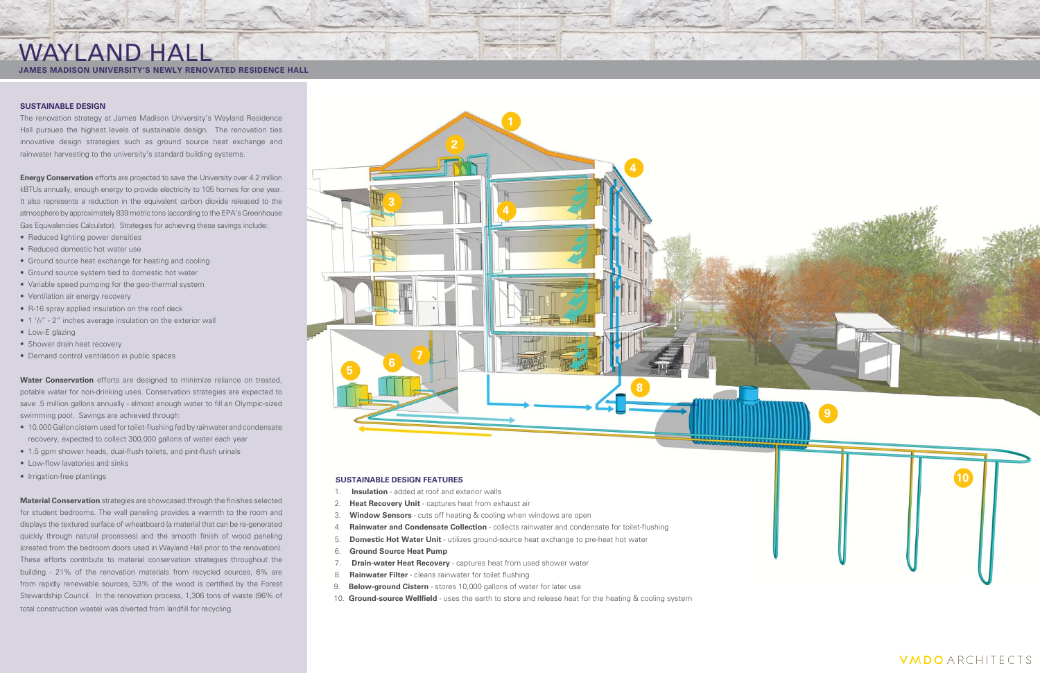# WAYLAND HALL

**JAMES MADISON UNIVERSITY'S NEWLY RENOVATED RESIDENCE HALL**

## SUSTAINABLE DESIGN

The renovation strategy at James Madison University's Wayland Residence Hall pursues the highest levels of sustainable design. The renovation ties innovative design strategies such as ground source heat exchange and rainwater harvesting to the university's standard building systems.

**Energy Conservation** efforts are projected to save the University over 4.2 million kBTUs annually, enough energy to provide electricity to 105 homes for one year. It also represents a reduction in the equivalent carbon dioxide released to the atmosphere by approximately 839 metric tons (according to the EPA's Greenhouse Gas Equivalencies Calculator). Strategies for achieving these savings include:

- Reduced lighting power densities
- Reduced domestic hot water use
- Ground source heat exchange for heating and cooling
- Ground source system tied to domestic hot water
- Variable speed pumping for the geo-thermal system
- Ventilation air energy recovery
- R-16 spray applied insulation on the roof deck
- 1 1/2" - 2" inches average insulation on the exterior wall
- Low-E glazing
- Shower drain heat recovery
- Demand control ventilation in public spaces

**Water Conservation** efforts are designed to minimize reliance on treated, potable water for non-drinking uses. Conservation strategies are expected to save .5 million gallons annually - almost enough water to fill an Olympic-sized swimming pool. Savings are achieved through:

- 10,000 Gallon cistern used for toilet-flushing fed by rainwater and condensate recovery, expected to collect 300,000 gallons of water each year
- 1.5 gpm shower heads, dual-flush toilets, and pint-flush urinals
- Low-flow lavatories and sinks
- Irrigation-free plantings

**Material Conservation** strategies are showcased through the finishes selected for student bedrooms. The wall paneling provides a warmth to the room and displays the textured surface of wheatboard (a material that can be re-generated quickly through natural processes) and the smooth finish of wood paneling (created from the bedroom doors used in Wayland Hall prior to the renovation). These efforts contribute to material conservation strategies throughout the building - 21% of the renovation materials from recycled sources, 6% are from rapidly renewable sources, 53% of the wood is certified by the Forest Stewardship Council. In the renovation process, 1,306 tons of waste (96% of total construction waste) was diverted from landfill for recycling.

## SUSTAINABLE DESIGN FEATURES

1. **Insulation** - added at roof and exterior walls
2. **Heat Recovery Unit** - captures heat from exhaust air
3. **Window Sensors** - cuts off heating & cooling when windows are open
4. **Rainwater and Condensate Collection** - collects rainwater and condensate for toilet-flushing
5. **Domestic Hot Water Unit** - utilizes ground-source heat exchange to pre-heat hot water
6. **Ground Source Heat Pump**
7. **Drain-water Heat Recovery** - captures heat from used shower water
8. **Rainwater Filter** - cleans rainwater for toilet flushing
9. **Below-ground Cistern** - stores 10,000 gallons of water for later use
10. **Ground-source Wellfield** - uses the earth to store and release heat for the heating & cooling system

VMDO ARCHITECTS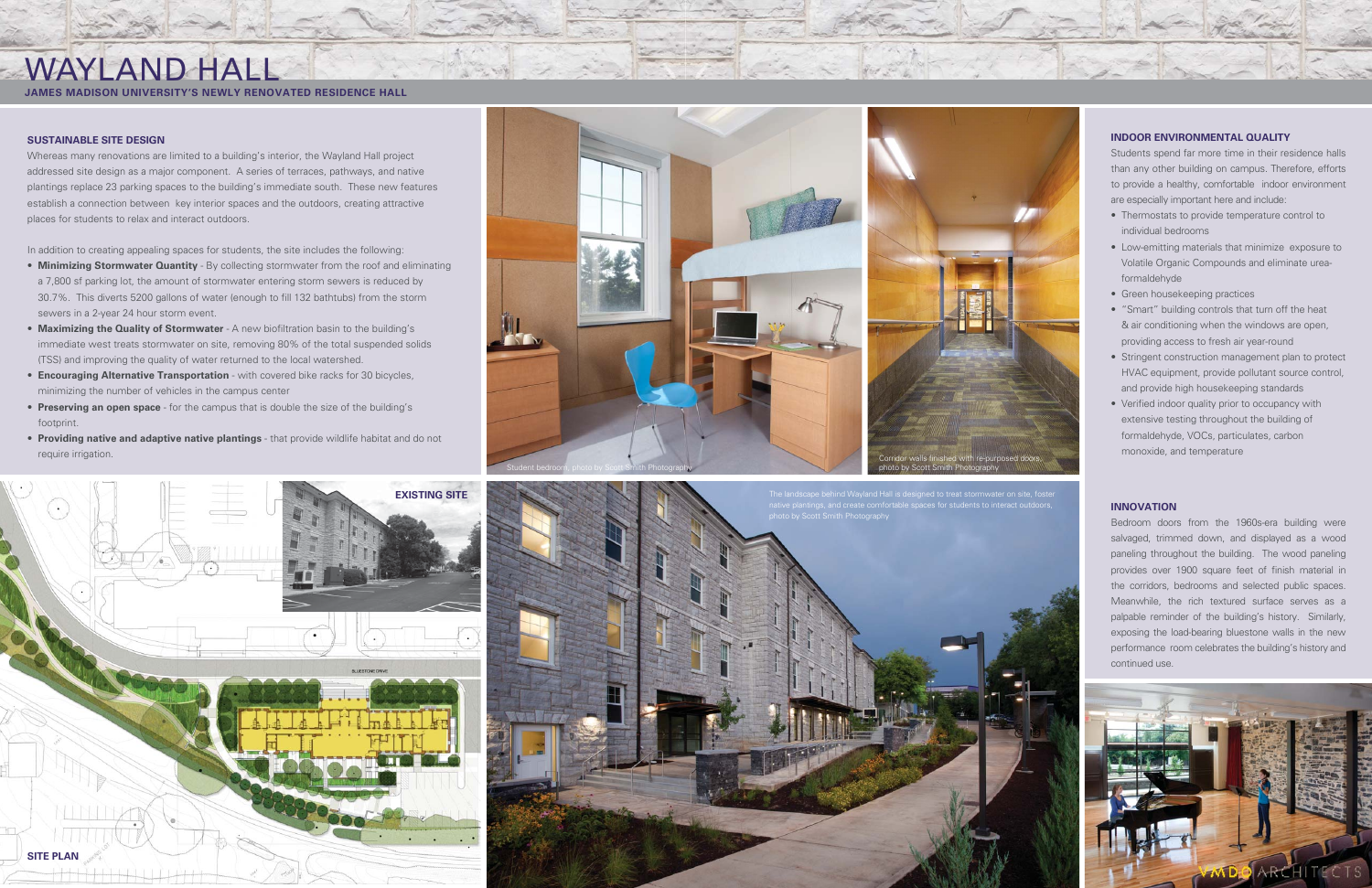# WAYLAND HALL

**JAMES MADISON UNIVERSITY'S NEWLY RENOVATED RESIDENCE HALL**

## SUSTAINABLE SITE DESIGN

Whereas many renovations are limited to a building's interior, the Wayland Hall project addressed site design as a major component. A series of terraces, pathways, and native plantings replace 23 parking spaces to the building's immediate south. These new features establish a connection between key interior spaces and the outdoors, creating attractive places for students to relax and interact outdoors.

In addition to creating appealing spaces for students, the site includes the following:

- **Minimizing Stormwater Quantity** - By collecting stormwater from the roof and eliminating a 7,800 sf parking lot, the amount of stormwater entering storm sewers is reduced by 30.7%. This diverts 5200 gallons of water (enough to fill 132 bathtubs) from the storm sewers in a 2-year 24 hour storm event.
- **Maximizing the Quality of Stormwater** - A new biofiltration basin to the building's immediate west treats stormwater on site, removing 80% of the total suspended solids (TSS) and improving the quality of water returned to the local watershed.
- **Encouraging Alternative Transportation** - with covered bike racks for 30 bicycles, minimizing the number of vehicles in the campus center
- **Preserving an open space** - for the campus that is double the size of the building's footprint.
- **Providing native and adaptive native plantings** - that provide wildlife habitat and do not require irrigation.

Student bedrooms, photo by Scott Smith Photography

Corridor walls finished with re-purposed doors, photo by Scott Smith Photography

EXISTING SITE

SITE PLAN

The landscape behind Wayland Hall is designed to treat stormwater on site, foster native plantings, and create comfortable spaces for students to interact outdoors, photo by Scott Smith Photography

## INDOOR ENVIRONMENTAL QUALITY

Students spend far more time in their residence halls than any other building on campus. Therefore, efforts to provide a healthy, comfortable indoor environment are especially important here and include:

- Thermostats to provide temperature control to individual bedrooms
- Low-emitting materials that minimize exposure to Volatile Organic Compounds and eliminate urea-formaldehyde
- Green housekeeping practices
- "Smart" building controls that turn off the heat & air conditioning when the windows are open, providing access to fresh air year-round
- Stringent construction management plan to protect HVAC equipment, provide pollutant source control, and provide high housekeeping standards
- Verified indoor quality prior to occupancy with extensive testing throughout the building of formaldehyde, VOCs, particulates, carbon monoxide, and temperature

## INNOVATION

Bedroom doors from the 1960s-era building were salvaged, trimmed down, and displayed as a wood paneling throughout the building. The wood paneling provides over 1900 square feet of finish material in the corridors, bedrooms and selected public spaces. Meanwhile, the rich textured surface serves as a palpable reminder of the building's history. Similarly, exposing the load-bearing bluestone walls in the new performance room celebrates the building's history and continued use.

VMDO ARCHITECTS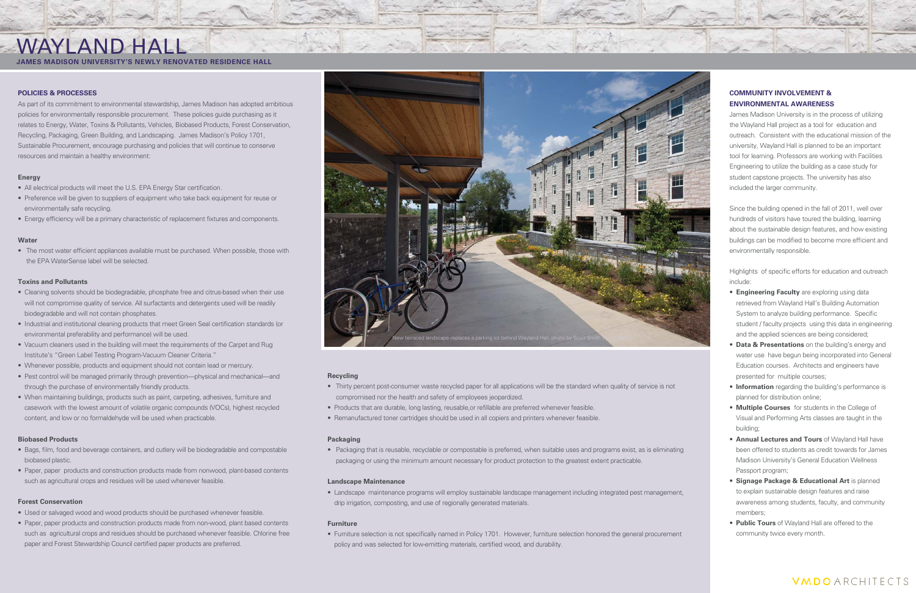# WAYLAND HALL

**JAMES MADISON UNIVERSITY'S NEWLY RENOVATED RESIDENCE HALL**

## POLICIES & PROCESSES

As part of its commitment to environmental stewardship, James Madison has adopted ambitious policies for environmentally responsible procurement. These policies guide purchasing as it relates to Energy, Water, Toxins & Pollutants, Vehicles, Biobased Products, Forest Conservation, Recycling, Packaging, Green Building, and Landscaping. James Madison's Policy 1701, Sustainable Procurement, encourage purchasing and policies that will continue to conserve resources and maintain a healthy environment:

### Energy

- All electrical products will meet the U.S. EPA Energy Star certification.
- Preference will be given to suppliers of equipment who take back equipment for reuse or environmentally safe recycling.
- Energy efficiency will be a primary characteristic of replacement fixtures and components.

### Water

- The most water efficient appliances available must be purchased. When possible, those with the EPA WaterSense label will be selected.

### Toxins and Pollutants

- Cleaning solvents should be biodegradable, phosphate free and citrus-based when their use will not compromise quality of service. All surfactants and detergents used will be readily biodegradable and will not contain phosphates.
- Industrial and institutional cleaning products that meet Green Seal certification standards (or environmental preferability and performance) will be used.
- Vacuum cleaners used in the building will meet the requirements of the Carpet and Rug Institute's "Green Label Testing Program-Vacuum Cleaner Criteria."
- Whenever possible, products and equipment should not contain lead or mercury.
- Pest control will be managed primarily through prevention—physical and mechanical—and through the purchase of environmentally friendly products.
- When maintaining buildings, products such as paint, carpeting, adhesives, furniture and casework with the lowest amount of volatile organic compounds (VOCs), highest recycled content, and low or no formaldehyde will be used when practicable.

### Biobased Products

- Bags, film, food and beverage containers, and cutlery will be biodegradable and compostable biobased plastic.
- Paper, paper products and construction products made from nonwood, plant-based contents such as agricultural crops and residues will be used whenever feasible.

### Forest Conservation

- Used or salvaged wood and wood products should be purchased whenever feasible.
- Paper, paper products and construction products made from non-wood, plant based contents such as agricultural crops and residues should be purchased whenever feasible. Chlorine free paper and Forest Stewardship Council certified paper products are preferred.

New terraced landscape replaces a parking lot behind Wayland Hall, photo by Scott Smith

### Recycling

- Thirty percent post-consumer waste recycled paper for all applications will be the standard when quality of service is not compromised nor the health and safety of employees jeopardized.
- Products that are durable, long lasting, reusable,or refillable are preferred whenever feasible.
- Remanufactured toner cartridges should be used in all copiers and printers whenever feasible.

### Packaging

- Packaging that is reusable, recyclable or compostable is preferred, when suitable uses and programs exist, as is eliminating packaging or using the minimum amount necessary for product protection to the greatest extent practicable.

### Landscape Maintenance

- Landscape maintenance programs will employ sustainable landscape management including integrated pest management, drip irrigation, composting, and use of regionally generated materials.

### Furniture

- Furniture selection is not specifically named in Policy 1701. However, furniture selection honored the general procurement policy and was selected for low-emitting materials, certified wood, and durability.

## COMMUNITY INVOLVEMENT & ENVIRONMENTAL AWARENESS

James Madison University is in the process of utilizing the Wayland Hall project as a tool for education and outreach. Consistent with the educational mission of the university, Wayland Hall is planned to be an important tool for learning. Professors are working with Facilities Engineering to utilize the building as a case study for student capstone projects. The university has also included the larger community.

Since the building opened in the fall of 2011, well over hundreds of visitors have toured the building, learning about the sustainable design features, and how existing buildings can be modified to become more efficient and environmentally responsible.

Highlights of specific efforts for education and outreach include:

- **Engineering Faculty** are exploring using data retrieved from Wayland Hall's Building Automation System to analyze building performance. Specific student / faculty projects using this data in engineering and the applied sciences are being considered;
- **Data & Presentations** on the building's energy and water use have begun being incorporated into General Education courses. Architects and engineers have presented for multiple courses;
- **Information** regarding the building's performance is planned for distribution online;
- **Multiple Courses** for students in the College of Visual and Performing Arts classes are taught in the building;
- **Annual Lectures and Tours** of Wayland Hall have been offered to students as credit towards for James Madison University's General Education Wellness Passport program;
- **Signage Package & Educational Art** is planned to explain sustainable design features and raise awareness among students, faculty, and community members;
- **Public Tours** of Wayland Hall are offered to the community twice every month.

VMDO ARCHITECTS